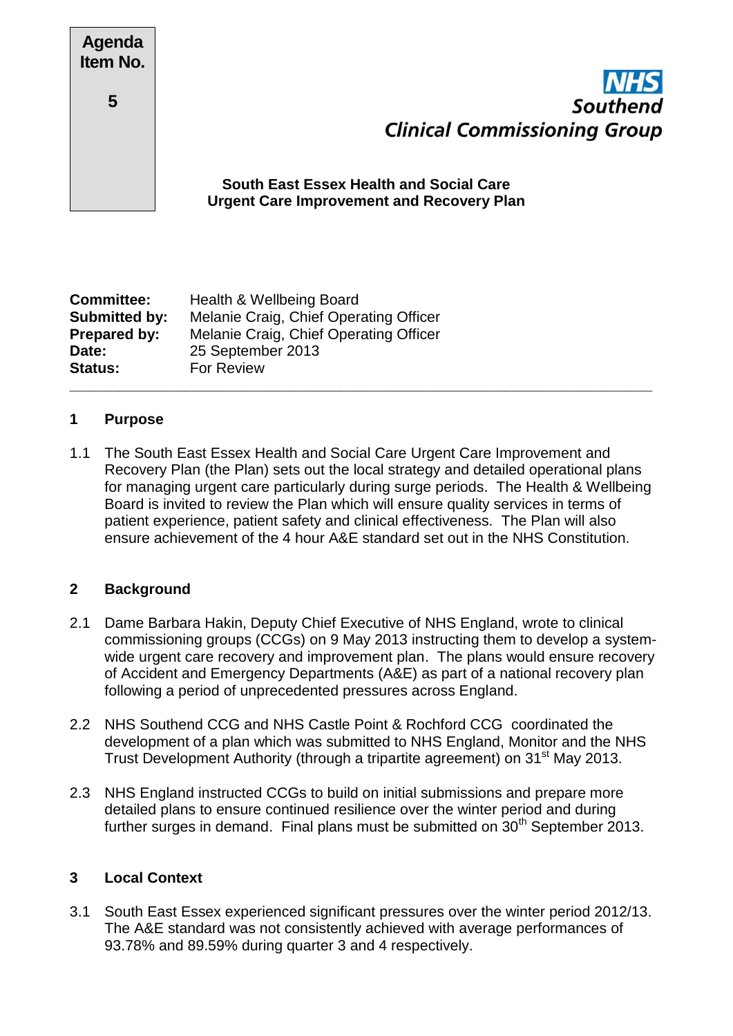**Agenda Item No.**

**5**

**NHS Southend Clinical Commissioning Group**

**South East Essex Health and Social Care Urgent Care Improvement and Recovery Plan**

**Committee:** Health & Wellbeing Board
**Submitted by:** Melanie Craig, Chief Operating Officer
**Prepared by:** Melanie Craig, Chief Operating Officer
**Date:** 25 September 2013
**Status:** For Review

---

## 1 Purpose

1.1 The South East Essex Health and Social Care Urgent Care Improvement and Recovery Plan (the Plan) sets out the local strategy and detailed operational plans for managing urgent care particularly during surge periods. The Health & Wellbeing Board is invited to review the Plan which will ensure quality services in terms of patient experience, patient safety and clinical effectiveness. The Plan will also ensure achievement of the 4 hour A&E standard set out in the NHS Constitution.

## 2 Background

2.1 Dame Barbara Hakin, Deputy Chief Executive of NHS England, wrote to clinical commissioning groups (CCGs) on 9 May 2013 instructing them to develop a system-wide urgent care recovery and improvement plan. The plans would ensure recovery of Accident and Emergency Departments (A&E) as part of a national recovery plan following a period of unprecedented pressures across England.

2.2 NHS Southend CCG and NHS Castle Point & Rochford CCG coordinated the development of a plan which was submitted to NHS England, Monitor and the NHS Trust Development Authority (through a tripartite agreement) on 31st May 2013.

2.3 NHS England instructed CCGs to build on initial submissions and prepare more detailed plans to ensure continued resilience over the winter period and during further surges in demand. Final plans must be submitted on 30th September 2013.

## 3 Local Context

3.1 South East Essex experienced significant pressures over the winter period 2012/13. The A&E standard was not consistently achieved with average performances of 93.78% and 89.59% during quarter 3 and 4 respectively.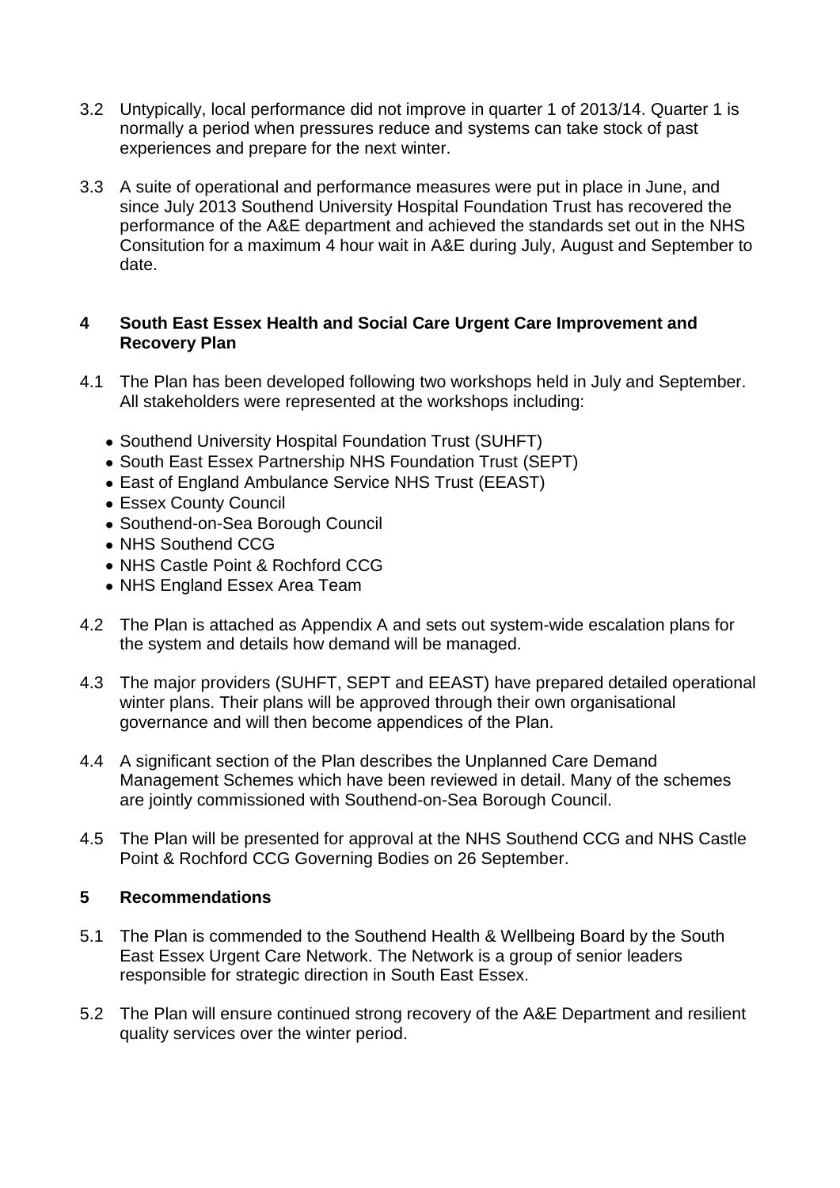3.2 Untypically, local performance did not improve in quarter 1 of 2013/14. Quarter 1 is normally a period when pressures reduce and systems can take stock of past experiences and prepare for the next winter.

3.3 A suite of operational and performance measures were put in place in June, and since July 2013 Southend University Hospital Foundation Trust has recovered the performance of the A&E department and achieved the standards set out in the NHS Consitution for a maximum 4 hour wait in A&E during July, August and September to date.

## 4 South East Essex Health and Social Care Urgent Care Improvement and Recovery Plan

4.1 The Plan has been developed following two workshops held in July and September. All stakeholders were represented at the workshops including:

- Southend University Hospital Foundation Trust (SUHFT)
- South East Essex Partnership NHS Foundation Trust (SEPT)
- East of England Ambulance Service NHS Trust (EEAST)
- Essex County Council
- Southend-on-Sea Borough Council
- NHS Southend CCG
- NHS Castle Point & Rochford CCG
- NHS England Essex Area Team

4.2 The Plan is attached as Appendix A and sets out system-wide escalation plans for the system and details how demand will be managed.

4.3 The major providers (SUHFT, SEPT and EEAST) have prepared detailed operational winter plans. Their plans will be approved through their own organisational governance and will then become appendices of the Plan.

4.4 A significant section of the Plan describes the Unplanned Care Demand Management Schemes which have been reviewed in detail. Many of the schemes are jointly commissioned with Southend-on-Sea Borough Council.

4.5 The Plan will be presented for approval at the NHS Southend CCG and NHS Castle Point & Rochford CCG Governing Bodies on 26 September.

## 5 Recommendations

5.1 The Plan is commended to the Southend Health & Wellbeing Board by the South East Essex Urgent Care Network. The Network is a group of senior leaders responsible for strategic direction in South East Essex.

5.2 The Plan will ensure continued strong recovery of the A&E Department and resilient quality services over the winter period.